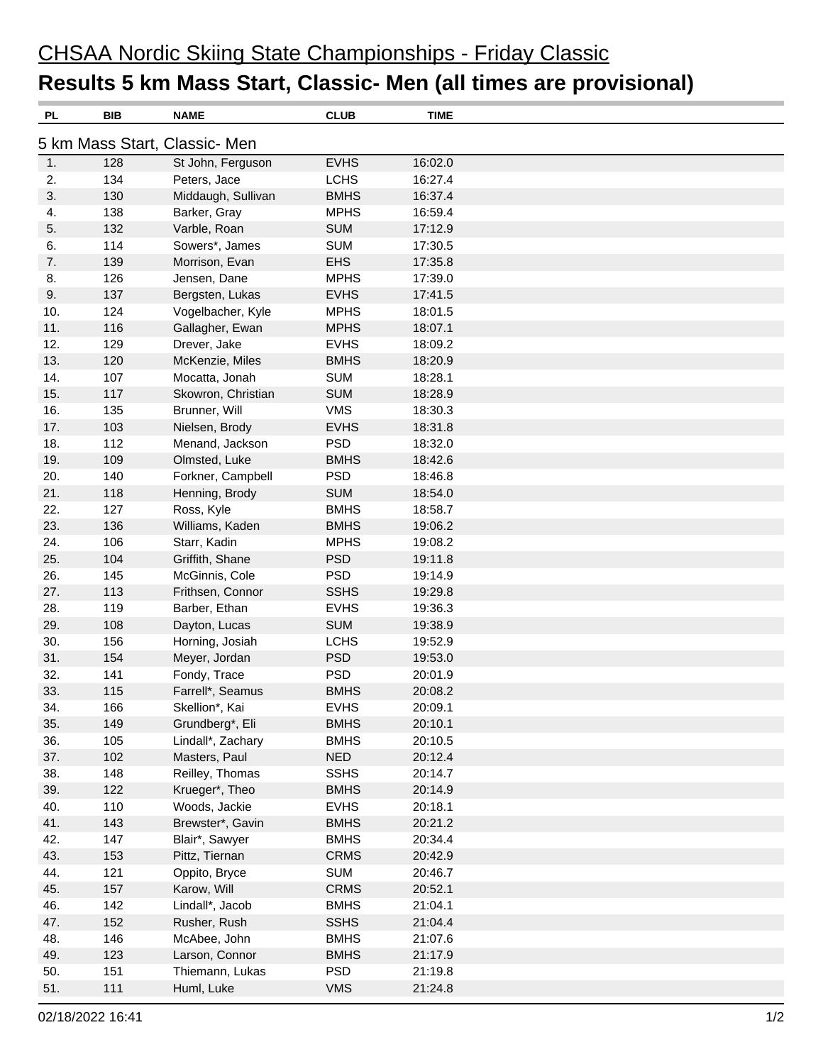# CHSAA Nordic Skiing State Championships - Friday Classic

## Results 5 km Mass Start, Classic- Men (all times are provisional)

### 5 km Mass Start, Classic- Men

| PL | BIB | NAME | CLUB | TIME |
|---|---|---|---|---|
| 1. | 128 | St John, Ferguson | EVHS | 16:02.0 |
| 2. | 134 | Peters, Jace | LCHS | 16:27.4 |
| 3. | 130 | Middaugh, Sullivan | BMHS | 16:37.4 |
| 4. | 138 | Barker, Gray | MPHS | 16:59.4 |
| 5. | 132 | Varble, Roan | SUM | 17:12.9 |
| 6. | 114 | Sowers*, James | SUM | 17:30.5 |
| 7. | 139 | Morrison, Evan | EHS | 17:35.8 |
| 8. | 126 | Jensen, Dane | MPHS | 17:39.0 |
| 9. | 137 | Bergsten, Lukas | EVHS | 17:41.5 |
| 10. | 124 | Vogelbacher, Kyle | MPHS | 18:01.5 |
| 11. | 116 | Gallagher, Ewan | MPHS | 18:07.1 |
| 12. | 129 | Drever, Jake | EVHS | 18:09.2 |
| 13. | 120 | McKenzie, Miles | BMHS | 18:20.9 |
| 14. | 107 | Mocatta, Jonah | SUM | 18:28.1 |
| 15. | 117 | Skowron, Christian | SUM | 18:28.9 |
| 16. | 135 | Brunner, Will | VMS | 18:30.3 |
| 17. | 103 | Nielsen, Brody | EVHS | 18:31.8 |
| 18. | 112 | Menand, Jackson | PSD | 18:32.0 |
| 19. | 109 | Olmsted, Luke | BMHS | 18:42.6 |
| 20. | 140 | Forkner, Campbell | PSD | 18:46.8 |
| 21. | 118 | Henning, Brody | SUM | 18:54.0 |
| 22. | 127 | Ross, Kyle | BMHS | 18:58.7 |
| 23. | 136 | Williams, Kaden | BMHS | 19:06.2 |
| 24. | 106 | Starr, Kadin | MPHS | 19:08.2 |
| 25. | 104 | Griffith, Shane | PSD | 19:11.8 |
| 26. | 145 | McGinnis, Cole | PSD | 19:14.9 |
| 27. | 113 | Frithsen, Connor | SSHS | 19:29.8 |
| 28. | 119 | Barber, Ethan | EVHS | 19:36.3 |
| 29. | 108 | Dayton, Lucas | SUM | 19:38.9 |
| 30. | 156 | Horning, Josiah | LCHS | 19:52.9 |
| 31. | 154 | Meyer, Jordan | PSD | 19:53.0 |
| 32. | 141 | Fondy, Trace | PSD | 20:01.9 |
| 33. | 115 | Farrell*, Seamus | BMHS | 20:08.2 |
| 34. | 166 | Skellion*, Kai | EVHS | 20:09.1 |
| 35. | 149 | Grundberg*, Eli | BMHS | 20:10.1 |
| 36. | 105 | Lindall*, Zachary | BMHS | 20:10.5 |
| 37. | 102 | Masters, Paul | NED | 20:12.4 |
| 38. | 148 | Reilley, Thomas | SSHS | 20:14.7 |
| 39. | 122 | Krueger*, Theo | BMHS | 20:14.9 |
| 40. | 110 | Woods, Jackie | EVHS | 20:18.1 |
| 41. | 143 | Brewster*, Gavin | BMHS | 20:21.2 |
| 42. | 147 | Blair*, Sawyer | BMHS | 20:34.4 |
| 43. | 153 | Pittz, Tiernan | CRMS | 20:42.9 |
| 44. | 121 | Oppito, Bryce | SUM | 20:46.7 |
| 45. | 157 | Karow, Will | CRMS | 20:52.1 |
| 46. | 142 | Lindall*, Jacob | BMHS | 21:04.1 |
| 47. | 152 | Rusher, Rush | SSHS | 21:04.4 |
| 48. | 146 | McAbee, John | BMHS | 21:07.6 |
| 49. | 123 | Larson, Connor | BMHS | 21:17.9 |
| 50. | 151 | Thiemann, Lukas | PSD | 21:19.8 |
| 51. | 111 | Huml, Luke | VMS | 21:24.8 |

02/18/2022 16:41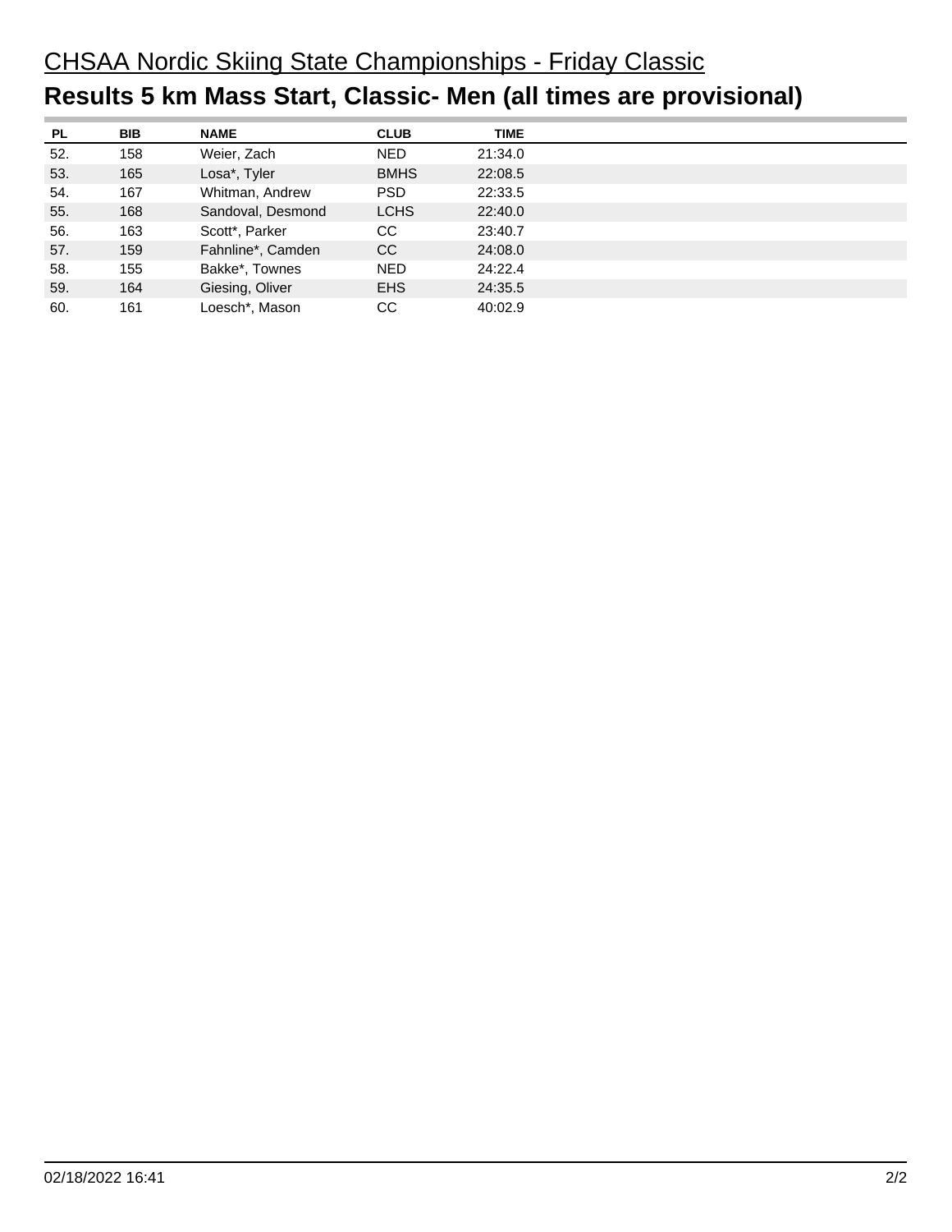# CHSAA Nordic Skiing State Championships - Friday Classic

## Results 5 km Mass Start, Classic- Men (all times are provisional)

| PL | BIB | NAME | CLUB | TIME |
| --- | --- | --- | --- | --- |
| 52. | 158 | Weier, Zach | NED | 21:34.0 |
| 53. | 165 | Losa*, Tyler | BMHS | 22:08.5 |
| 54. | 167 | Whitman, Andrew | PSD | 22:33.5 |
| 55. | 168 | Sandoval, Desmond | LCHS | 22:40.0 |
| 56. | 163 | Scott*, Parker | CC | 23:40.7 |
| 57. | 159 | Fahnline*, Camden | CC | 24:08.0 |
| 58. | 155 | Bakke*, Townes | NED | 24:22.4 |
| 59. | 164 | Giesing, Oliver | EHS | 24:35.5 |
| 60. | 161 | Loesch*, Mason | CC | 40:02.9 |

02/18/2022 16:41